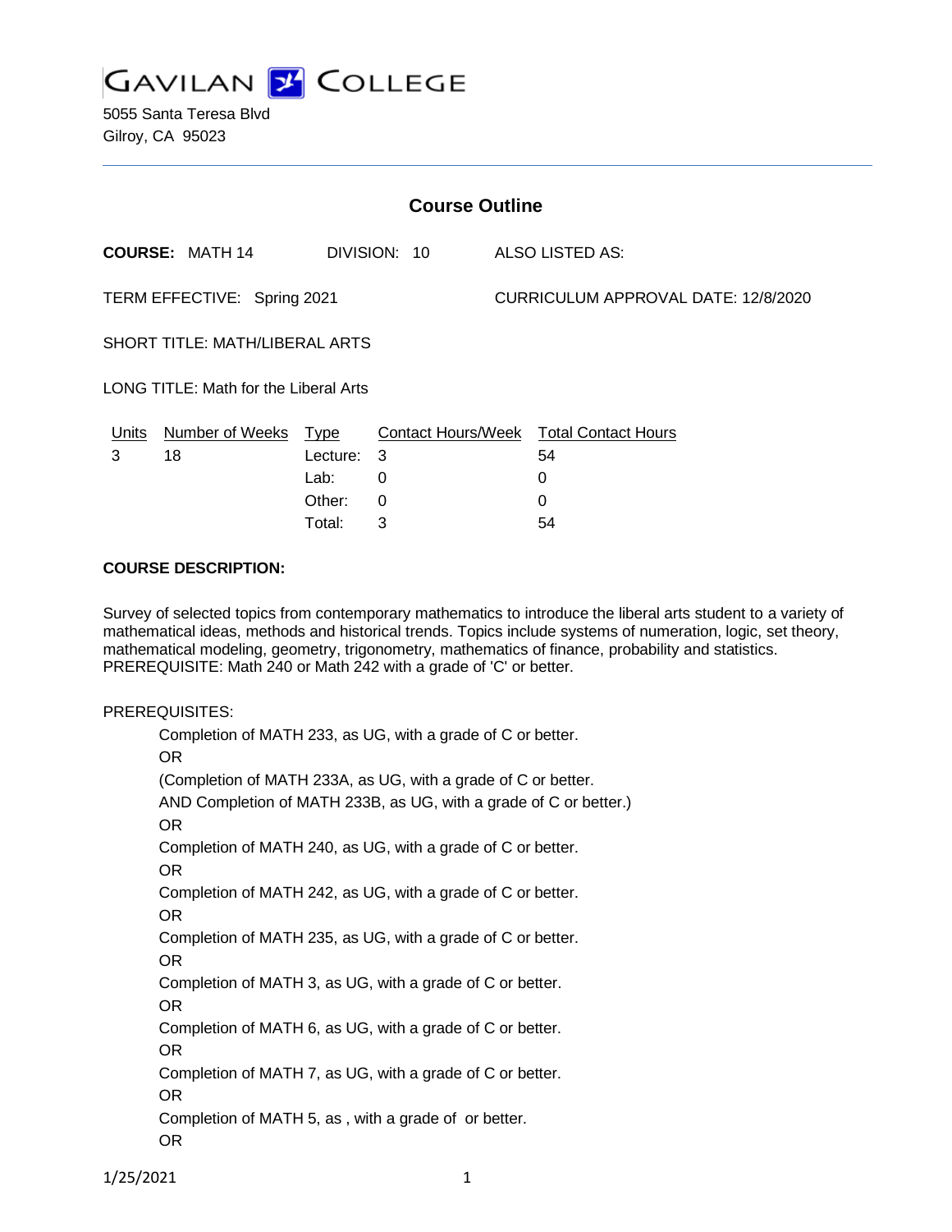# GAVILAN COLLEGE

5055 Santa Teresa Blvd
Gilroy, CA 95023

## Course Outline

**COURSE:** MATH 14 DIVISION: 10 ALSO LISTED AS:

TERM EFFECTIVE: Spring 2021 CURRICULUM APPROVAL DATE: 12/8/2020

SHORT TITLE: MATH/LIBERAL ARTS

LONG TITLE: Math for the Liberal Arts

| Units | Number of Weeks | Type | Contact Hours/Week | Total Contact Hours |
|---|---|---|---|---|
| 3 | 18 | Lecture: | 3 | 54 |
| | | Lab: | 0 | 0 |
| | | Other: | 0 | 0 |
| | | Total: | 3 | 54 |

**COURSE DESCRIPTION:**

Survey of selected topics from contemporary mathematics to introduce the liberal arts student to a variety of mathematical ideas, methods and historical trends. Topics include systems of numeration, logic, set theory, mathematical modeling, geometry, trigonometry, mathematics of finance, probability and statistics. PREREQUISITE: Math 240 or Math 242 with a grade of 'C' or better.

PREREQUISITES:

Completion of MATH 233, as UG, with a grade of C or better.
OR
(Completion of MATH 233A, as UG, with a grade of C or better.
AND Completion of MATH 233B, as UG, with a grade of C or better.)
OR
Completion of MATH 240, as UG, with a grade of C or better.
OR
Completion of MATH 242, as UG, with a grade of C or better.
OR
Completion of MATH 235, as UG, with a grade of C or better.
OR
Completion of MATH 3, as UG, with a grade of C or better.
OR
Completion of MATH 6, as UG, with a grade of C or better.
OR
Completion of MATH 7, as UG, with a grade of C or better.
OR
Completion of MATH 5, as , with a grade of or better.
OR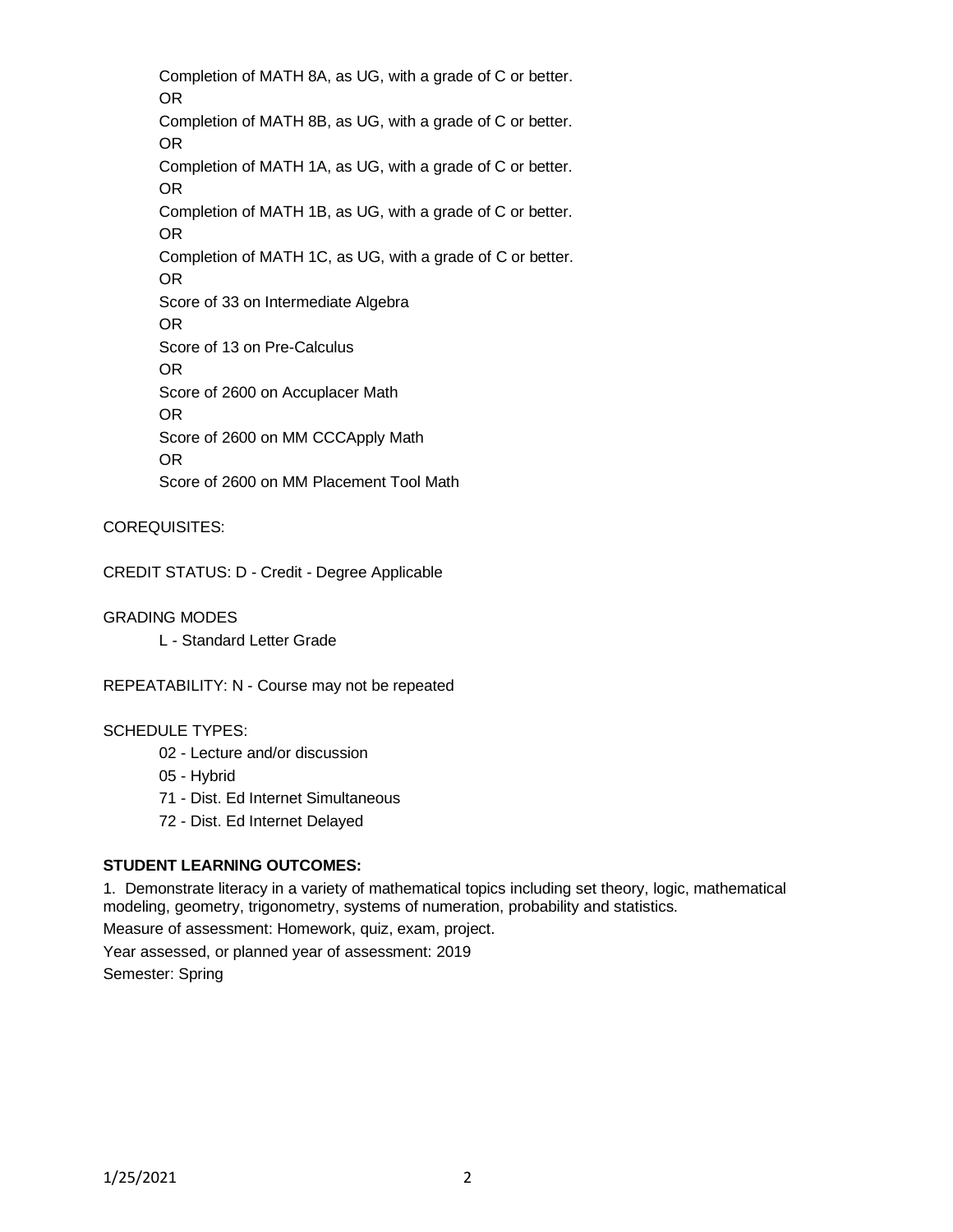Completion of MATH 8A, as UG, with a grade of C or better.
OR
Completion of MATH 8B, as UG, with a grade of C or better.
OR
Completion of MATH 1A, as UG, with a grade of C or better.
OR
Completion of MATH 1B, as UG, with a grade of C or better.
OR
Completion of MATH 1C, as UG, with a grade of C or better.
OR
Score of 33 on Intermediate Algebra
OR
Score of 13 on Pre-Calculus
OR
Score of 2600 on Accuplacer Math
OR
Score of 2600 on MM CCCApply Math
OR
Score of 2600 on MM Placement Tool Math

COREQUISITES:

CREDIT STATUS: D - Credit - Degree Applicable

GRADING MODES

L - Standard Letter Grade

REPEATABILITY: N - Course may not be repeated

SCHEDULE TYPES:

02 - Lecture and/or discussion
05 - Hybrid
71 - Dist. Ed Internet Simultaneous
72 - Dist. Ed Internet Delayed

**STUDENT LEARNING OUTCOMES:**

1. Demonstrate literacy in a variety of mathematical topics including set theory, logic, mathematical modeling, geometry, trigonometry, systems of numeration, probability and statistics.
Measure of assessment: Homework, quiz, exam, project.
Year assessed, or planned year of assessment: 2019
Semester: Spring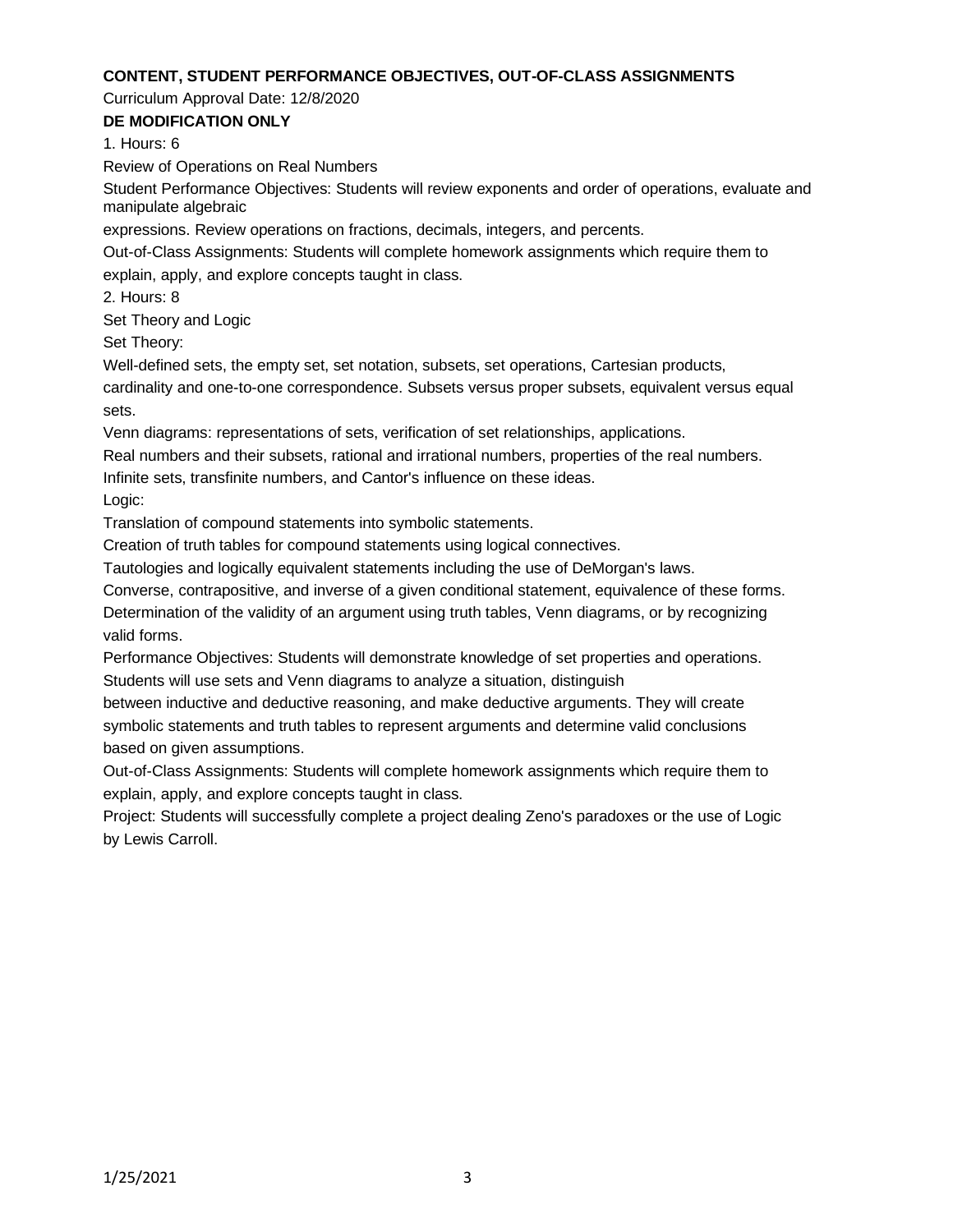**CONTENT, STUDENT PERFORMANCE OBJECTIVES, OUT-OF-CLASS ASSIGNMENTS**

Curriculum Approval Date: 12/8/2020

**DE MODIFICATION ONLY**

1. Hours: 6

Review of Operations on Real Numbers

Student Performance Objectives: Students will review exponents and order of operations, evaluate and manipulate algebraic expressions. Review operations on fractions, decimals, integers, and percents.

Out-of-Class Assignments: Students will complete homework assignments which require them to explain, apply, and explore concepts taught in class.

2. Hours: 8

Set Theory and Logic

Set Theory:

Well-defined sets, the empty set, set notation, subsets, set operations, Cartesian products, cardinality and one-to-one correspondence. Subsets versus proper subsets, equivalent versus equal sets.

Venn diagrams: representations of sets, verification of set relationships, applications.

Real numbers and their subsets, rational and irrational numbers, properties of the real numbers.

Infinite sets, transfinite numbers, and Cantor's influence on these ideas.

Logic:

Translation of compound statements into symbolic statements.

Creation of truth tables for compound statements using logical connectives.

Tautologies and logically equivalent statements including the use of DeMorgan's laws.

Converse, contrapositive, and inverse of a given conditional statement, equivalence of these forms.

Determination of the validity of an argument using truth tables, Venn diagrams, or by recognizing valid forms.

Performance Objectives: Students will demonstrate knowledge of set properties and operations. Students will use sets and Venn diagrams to analyze a situation, distinguish between inductive and deductive reasoning, and make deductive arguments. They will create symbolic statements and truth tables to represent arguments and determine valid conclusions based on given assumptions.

Out-of-Class Assignments: Students will complete homework assignments which require them to explain, apply, and explore concepts taught in class.

Project: Students will successfully complete a project dealing Zeno's paradoxes or the use of Logic by Lewis Carroll.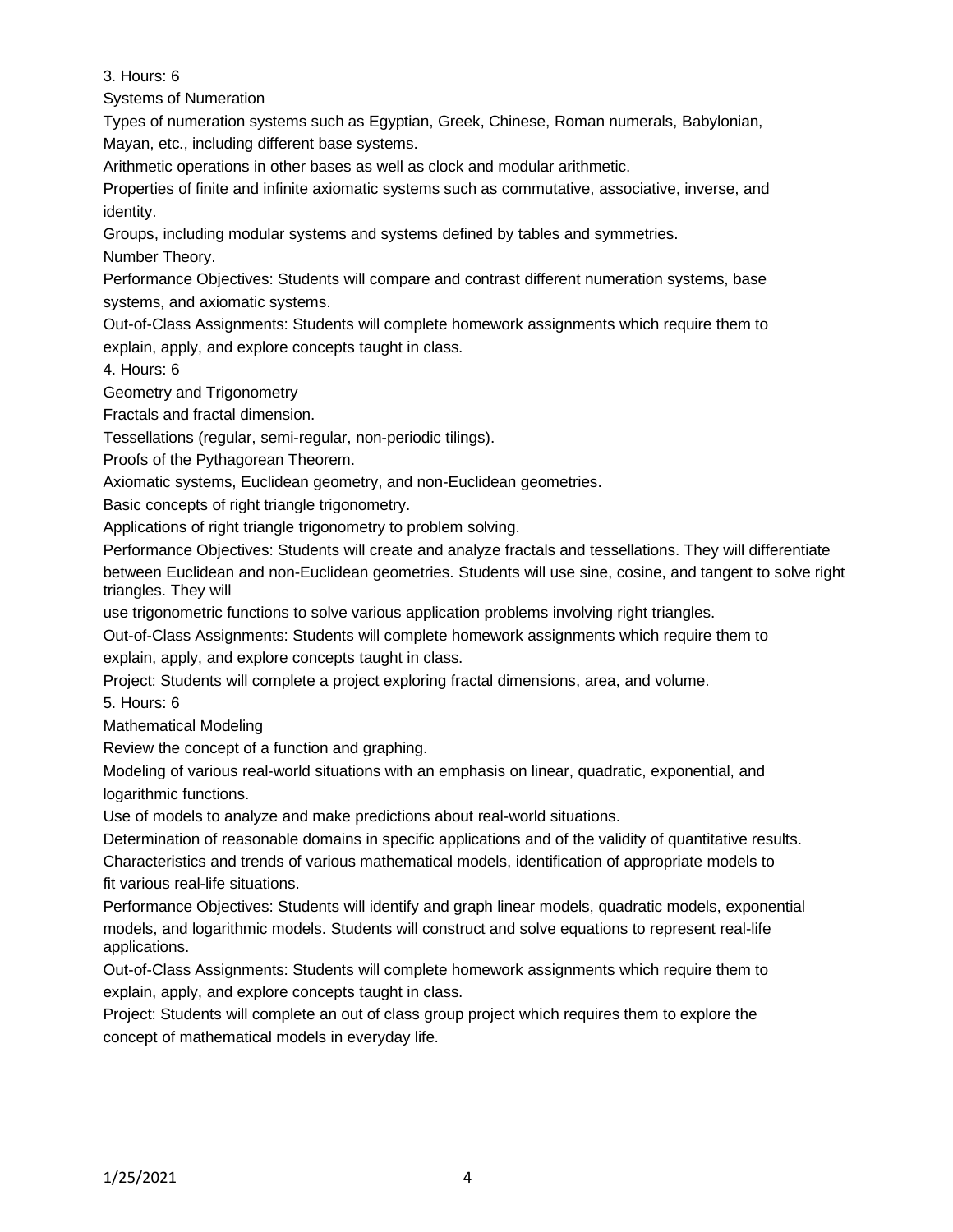3. Hours: 6

Systems of Numeration

Types of numeration systems such as Egyptian, Greek, Chinese, Roman numerals, Babylonian, Mayan, etc., including different base systems.

Arithmetic operations in other bases as well as clock and modular arithmetic.

Properties of finite and infinite axiomatic systems such as commutative, associative, inverse, and identity.

Groups, including modular systems and systems defined by tables and symmetries.

Number Theory.

Performance Objectives: Students will compare and contrast different numeration systems, base systems, and axiomatic systems.

Out-of-Class Assignments: Students will complete homework assignments which require them to explain, apply, and explore concepts taught in class.

4. Hours: 6

Geometry and Trigonometry

Fractals and fractal dimension.

Tessellations (regular, semi-regular, non-periodic tilings).

Proofs of the Pythagorean Theorem.

Axiomatic systems, Euclidean geometry, and non-Euclidean geometries.

Basic concepts of right triangle trigonometry.

Applications of right triangle trigonometry to problem solving.

Performance Objectives: Students will create and analyze fractals and tessellations. They will differentiate between Euclidean and non-Euclidean geometries. Students will use sine, cosine, and tangent to solve right triangles. They will use trigonometric functions to solve various application problems involving right triangles.

Out-of-Class Assignments: Students will complete homework assignments which require them to explain, apply, and explore concepts taught in class.

Project: Students will complete a project exploring fractal dimensions, area, and volume.

5. Hours: 6

Mathematical Modeling

Review the concept of a function and graphing.

Modeling of various real-world situations with an emphasis on linear, quadratic, exponential, and logarithmic functions.

Use of models to analyze and make predictions about real-world situations.

Determination of reasonable domains in specific applications and of the validity of quantitative results.

Characteristics and trends of various mathematical models, identification of appropriate models to fit various real-life situations.

Performance Objectives: Students will identify and graph linear models, quadratic models, exponential models, and logarithmic models. Students will construct and solve equations to represent real-life applications.

Out-of-Class Assignments: Students will complete homework assignments which require them to explain, apply, and explore concepts taught in class.

Project: Students will complete an out of class group project which requires them to explore the concept of mathematical models in everyday life.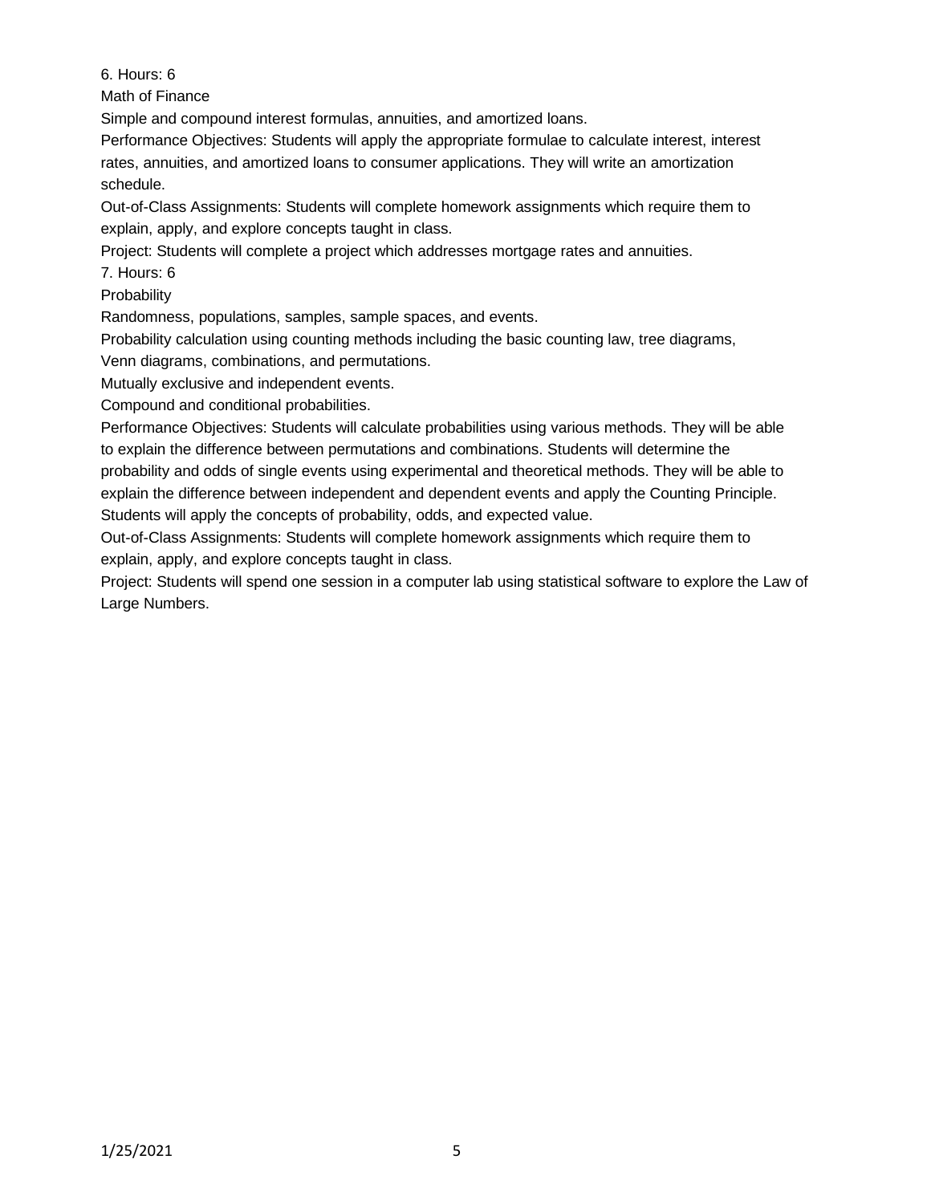6. Hours: 6

Math of Finance

Simple and compound interest formulas, annuities, and amortized loans.

Performance Objectives: Students will apply the appropriate formulae to calculate interest, interest rates, annuities, and amortized loans to consumer applications. They will write an amortization schedule.

Out-of-Class Assignments: Students will complete homework assignments which require them to explain, apply, and explore concepts taught in class.

Project: Students will complete a project which addresses mortgage rates and annuities.

7. Hours: 6

Probability

Randomness, populations, samples, sample spaces, and events.

Probability calculation using counting methods including the basic counting law, tree diagrams, Venn diagrams, combinations, and permutations.

Mutually exclusive and independent events.

Compound and conditional probabilities.

Performance Objectives: Students will calculate probabilities using various methods. They will be able to explain the difference between permutations and combinations. Students will determine the probability and odds of single events using experimental and theoretical methods. They will be able to explain the difference between independent and dependent events and apply the Counting Principle. Students will apply the concepts of probability, odds, and expected value.

Out-of-Class Assignments: Students will complete homework assignments which require them to explain, apply, and explore concepts taught in class.

Project: Students will spend one session in a computer lab using statistical software to explore the Law of Large Numbers.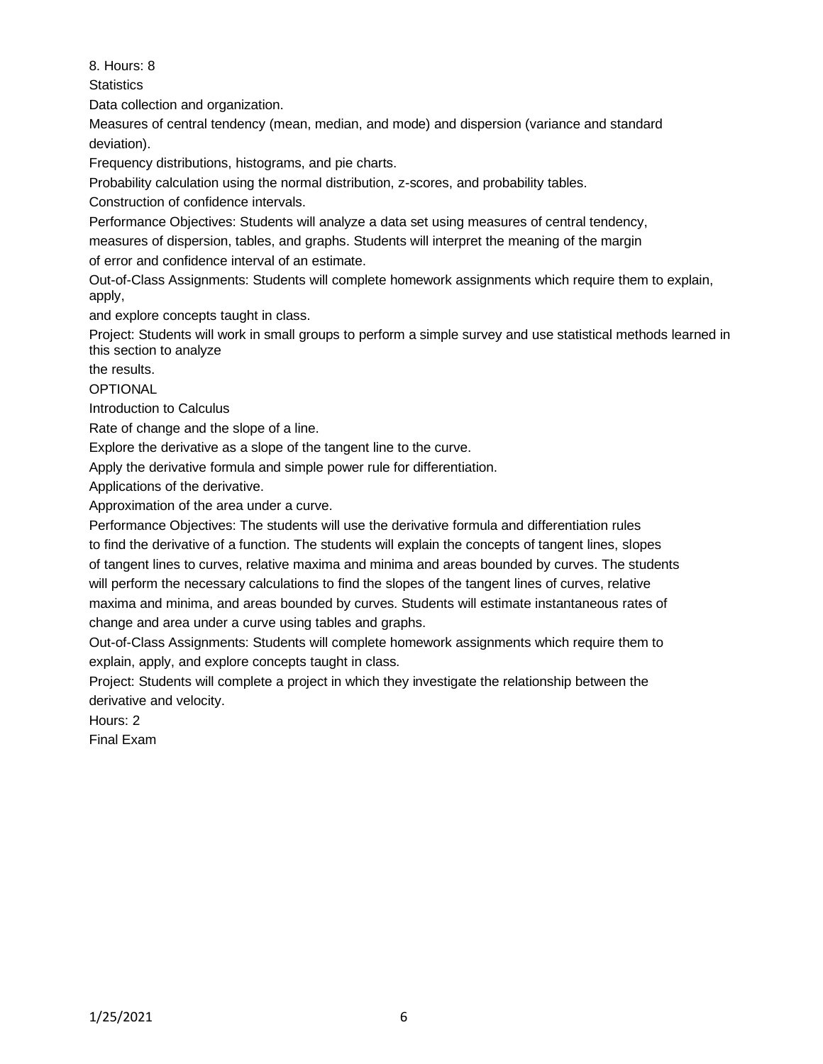8. Hours: 8

Statistics

Data collection and organization.

Measures of central tendency (mean, median, and mode) and dispersion (variance and standard deviation).

Frequency distributions, histograms, and pie charts.

Probability calculation using the normal distribution, z-scores, and probability tables.

Construction of confidence intervals.

Performance Objectives: Students will analyze a data set using measures of central tendency, measures of dispersion, tables, and graphs. Students will interpret the meaning of the margin of error and confidence interval of an estimate.

Out-of-Class Assignments: Students will complete homework assignments which require them to explain, apply, and explore concepts taught in class.

Project: Students will work in small groups to perform a simple survey and use statistical methods learned in this section to analyze the results.

OPTIONAL

Introduction to Calculus

Rate of change and the slope of a line.

Explore the derivative as a slope of the tangent line to the curve.

Apply the derivative formula and simple power rule for differentiation.

Applications of the derivative.

Approximation of the area under a curve.

Performance Objectives: The students will use the derivative formula and differentiation rules to find the derivative of a function. The students will explain the concepts of tangent lines, slopes of tangent lines to curves, relative maxima and minima and areas bounded by curves. The students will perform the necessary calculations to find the slopes of the tangent lines of curves, relative maxima and minima, and areas bounded by curves. Students will estimate instantaneous rates of change and area under a curve using tables and graphs.

Out-of-Class Assignments: Students will complete homework assignments which require them to explain, apply, and explore concepts taught in class.

Project: Students will complete a project in which they investigate the relationship between the derivative and velocity.

Hours: 2

Final Exam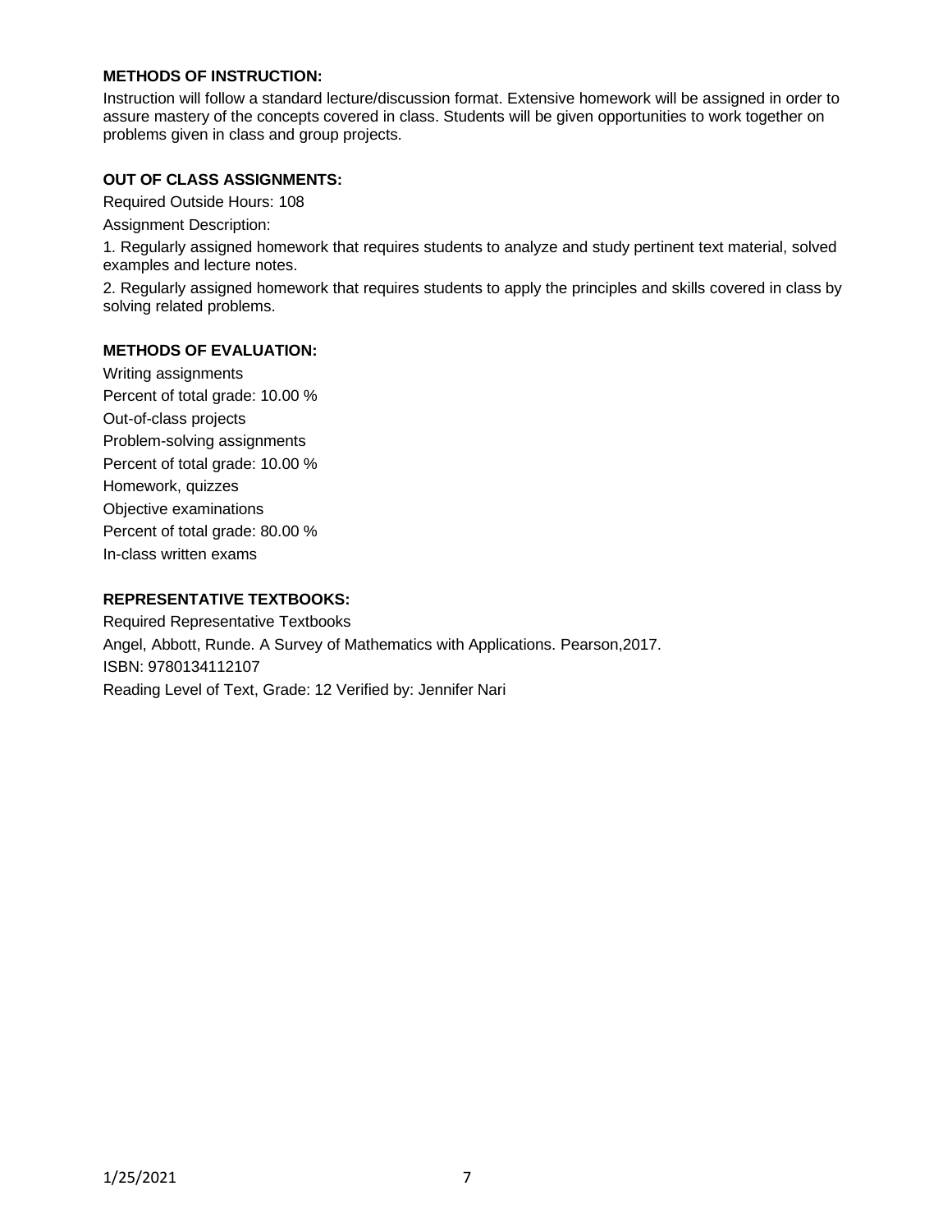**METHODS OF INSTRUCTION:**

Instruction will follow a standard lecture/discussion format. Extensive homework will be assigned in order to assure mastery of the concepts covered in class. Students will be given opportunities to work together on problems given in class and group projects.

**OUT OF CLASS ASSIGNMENTS:**

Required Outside Hours: 108

Assignment Description:

1. Regularly assigned homework that requires students to analyze and study pertinent text material, solved examples and lecture notes.

2. Regularly assigned homework that requires students to apply the principles and skills covered in class by solving related problems.

**METHODS OF EVALUATION:**

Writing assignments

Percent of total grade: 10.00 %

Out-of-class projects

Problem-solving assignments

Percent of total grade: 10.00 %

Homework, quizzes

Objective examinations

Percent of total grade: 80.00 %

In-class written exams

**REPRESENTATIVE TEXTBOOKS:**

Required Representative Textbooks

Angel, Abbott, Runde. A Survey of Mathematics with Applications. Pearson,2017.

ISBN: 9780134112107

Reading Level of Text, Grade: 12 Verified by: Jennifer Nari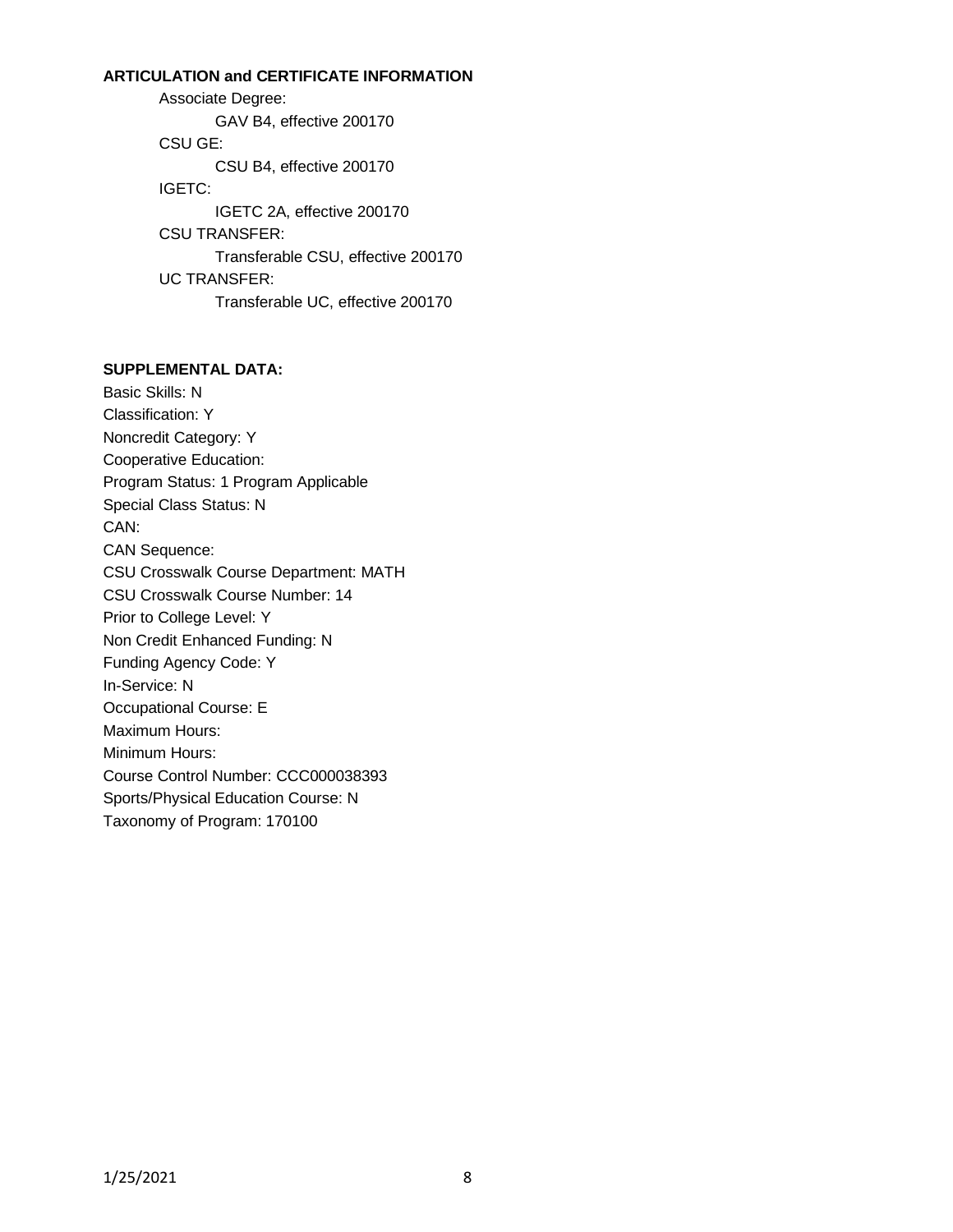**ARTICULATION and CERTIFICATE INFORMATION**

Associate Degree:

GAV B4, effective 200170

CSU GE:

CSU B4, effective 200170

IGETC:

IGETC 2A, effective 200170

CSU TRANSFER:

Transferable CSU, effective 200170

UC TRANSFER:

Transferable UC, effective 200170

**SUPPLEMENTAL DATA:**

Basic Skills: N
Classification: Y
Noncredit Category: Y
Cooperative Education:
Program Status: 1 Program Applicable
Special Class Status: N
CAN:
CAN Sequence:
CSU Crosswalk Course Department: MATH
CSU Crosswalk Course Number: 14
Prior to College Level: Y
Non Credit Enhanced Funding: N
Funding Agency Code: Y
In-Service: N
Occupational Course: E
Maximum Hours:
Minimum Hours:
Course Control Number: CCC000038393
Sports/Physical Education Course: N
Taxonomy of Program: 170100